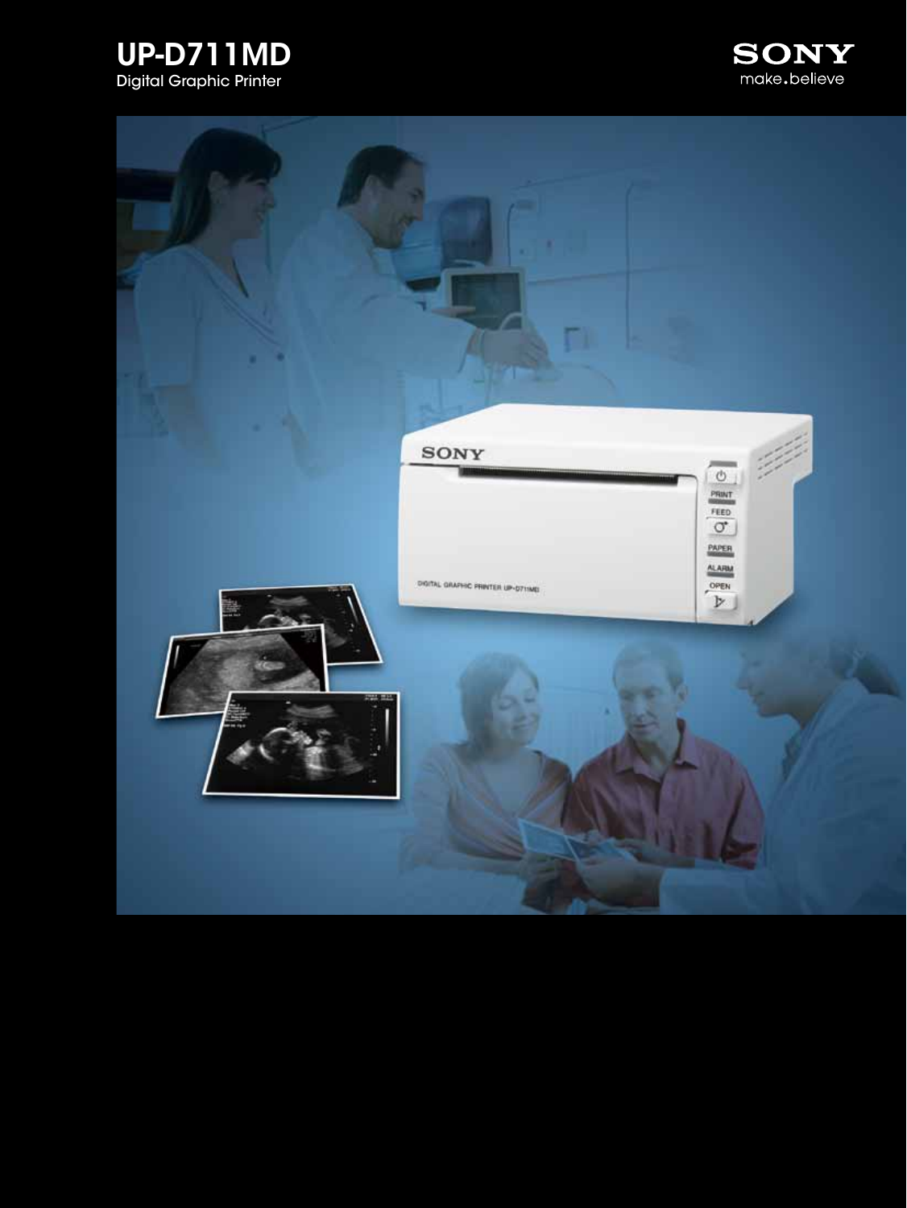# UP-D711MD

Digital Graphic Printer

SONY

make.believe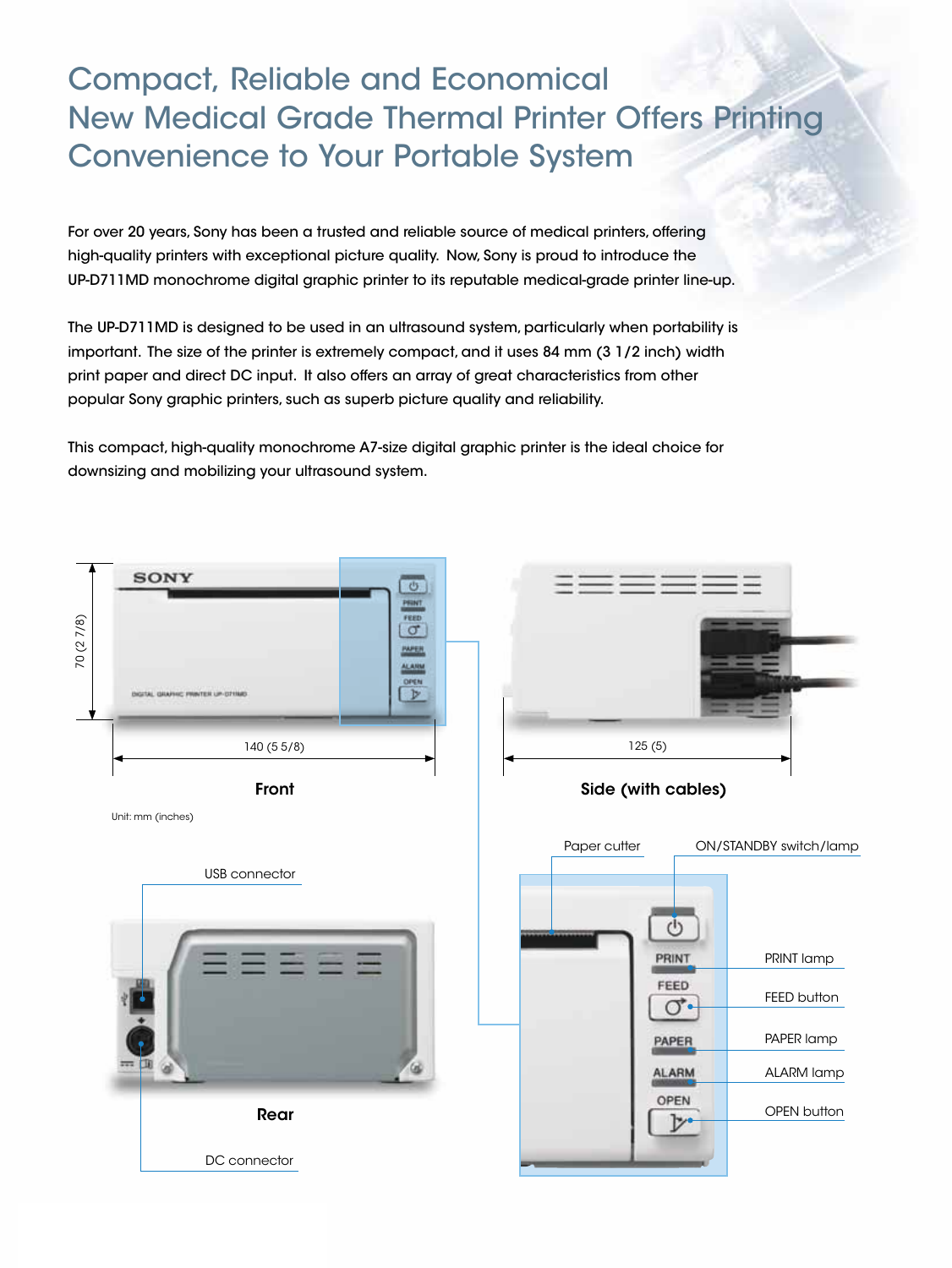# Compact, Reliable and Economical New Medical Grade Thermal Printer Offers Printing Convenience to Your Portable System

For over 20 years, Sony has been a trusted and reliable source of medical printers, offering high-quality printers with exceptional picture quality. Now, Sony is proud to introduce the UP-D711MD monochrome digital graphic printer to its reputable medical-grade printer line-up.

The UP-D711MD is designed to be used in an ultrasound system, particularly when portability is important. The size of the printer is extremely compact, and it uses 84 mm (3 1/2 inch) width print paper and direct DC input. It also offers an array of great characteristics from other popular Sony graphic printers, such as superb picture quality and reliability.

This compact, high-quality monochrome A7-size digital graphic printer is the ideal choice for downsizing and mobilizing your ultrasound system.

70 (2 7/8)

140 (5 5/8)

**Front**

125 (5)

**Side (with cables)**

Unit: mm (inches)

USB connector

**Rear**

DC connector

Paper cutter

ON/STANDBY switch/lamp

PRINT lamp

FEED button

PAPER lamp

ALARM lamp

OPEN button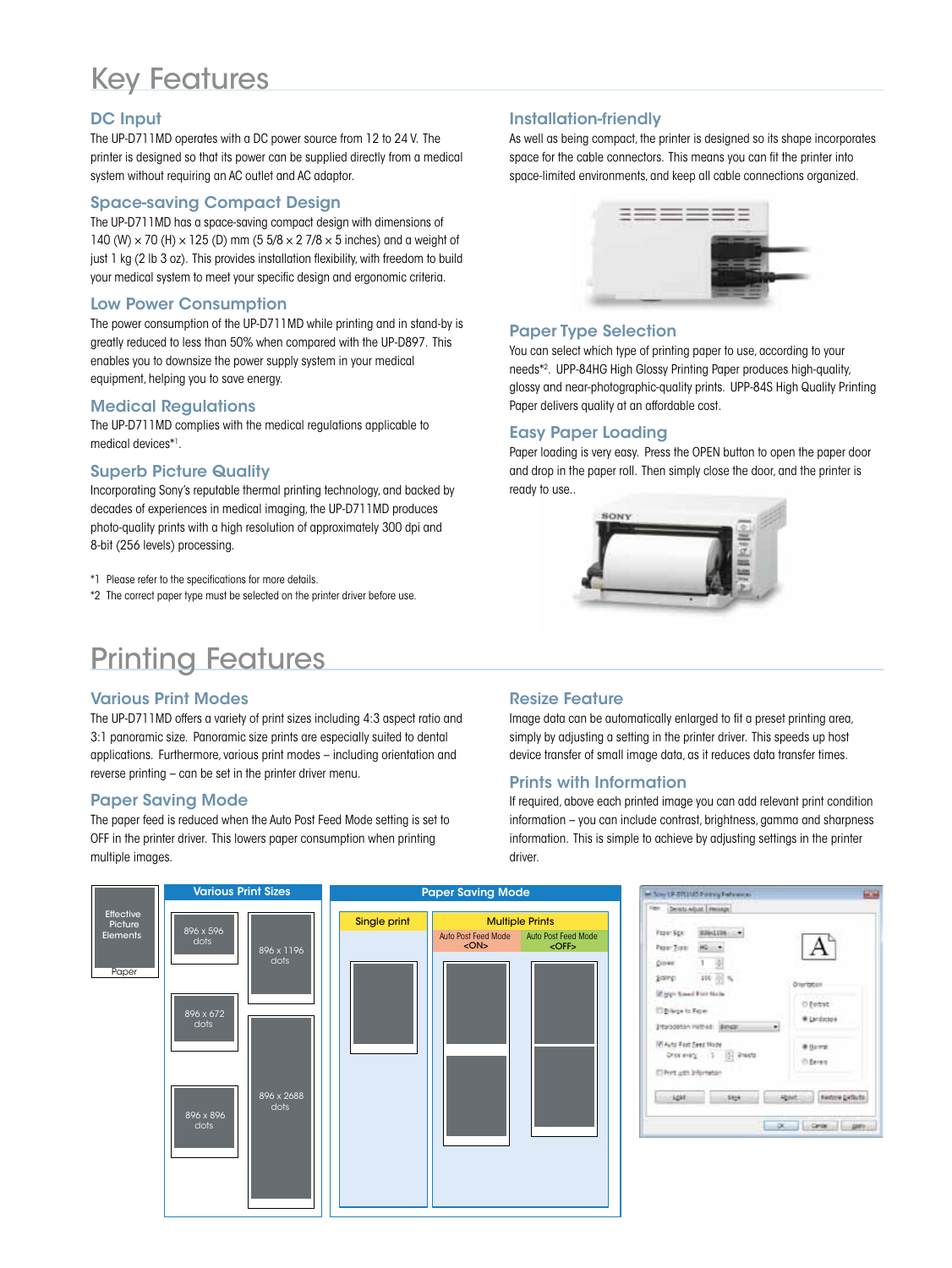# Key Features

## DC Input

The UP-D711MD operates with a DC power source from 12 to 24 V. The printer is designed so that its power can be supplied directly from a medical system without requiring an AC outlet and AC adaptor.

## Space-saving Compact Design

The UP-D711MD has a space-saving compact design with dimensions of 140 (W) × 70 (H) × 125 (D) mm (5 5/8 × 2 7/8 × 5 inches) and a weight of just 1 kg (2 lb 3 oz). This provides installation flexibility, with freedom to build your medical system to meet your specific design and ergonomic criteria.

## Low Power Consumption

The power consumption of the UP-D711MD while printing and in stand-by is greatly reduced to less than 50% when compared with the UP-D897. This enables you to downsize the power supply system in your medical equipment, helping you to save energy.

## Medical Regulations

The UP-D711MD complies with the medical regulations applicable to medical devices*[1].

## Superb Picture Quality

Incorporating Sony's reputable thermal printing technology, and backed by decades of experiences in medical imaging, the UP-D711MD produces photo-quality prints with a high resolution of approximately 300 dpi and 8-bit (256 levels) processing.

*1 Please refer to the specifications for more details.

*2 The correct paper type must be selected on the printer driver before use.

## Installation-friendly

As well as being compact, the printer is designed so its shape incorporates space for the cable connectors. This means you can fit the printer into space-limited environments, and keep all cable connections organized.

## Paper Type Selection

You can select which type of printing paper to use, according to your needs*[2]. UPP-84HG High Glossy Printing Paper produces high-quality, glossy and near-photographic-quality prints. UPP-84S High Quality Printing Paper delivers quality at an affordable cost.

## Easy Paper Loading

Paper loading is very easy. Press the OPEN button to open the paper door and drop in the paper roll. Then simply close the door, and the printer is ready to use..

# Printing Features

## Various Print Modes

The UP-D711MD offers a variety of print sizes including 4:3 aspect ratio and 3:1 panoramic size. Panoramic size prints are especially suited to dental applications. Furthermore, various print modes – including orientation and reverse printing – can be set in the printer driver menu.

## Paper Saving Mode

The paper feed is reduced when the Auto Post Feed Mode setting is set to OFF in the printer driver. This lowers paper consumption when printing multiple images.

## Resize Feature

Image data can be automatically enlarged to fit a preset printing area, simply by adjusting a setting in the printer driver. This speeds up host device transfer of small image data, as it reduces data transfer times.

## Prints with Information

If required, above each printed image you can add relevant print condition information – you can include contrast, brightness, gamma and sharpness information. This is simple to achieve by adjusting settings in the printer driver.

Effective Picture Elements

Paper

**Various Print Sizes**

896 x 596 dots

896 x 672 dots

896 x 896 dots

896 x 1196 dots

896 x 2688 dots

**Paper Saving Mode**

Single print

Multiple Prints

Auto Post Feed Mode <ON>

Auto Post Feed Mode <OFF>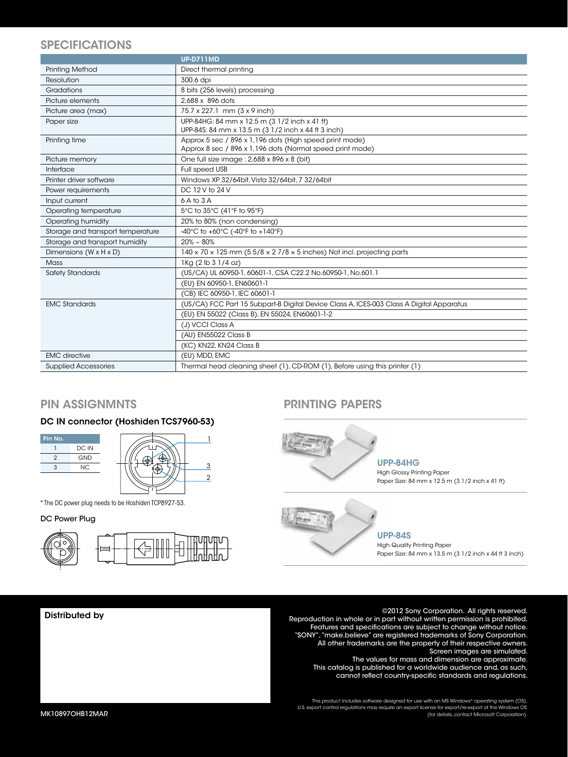## SPECIFICATIONS

| | UP-D711MD |
|---|---|
| Printing Method | Direct thermal printing |
| Resolution | 300.6 dpi |
| Gradations | 8 bits (256 levels) processing |
| Picture elements | 2,688 x 896 dots |
| Picture area (max) | 75.7 x 227.1 mm (3 x 9 inch) |
| Paper size | UPP-84HG: 84 mm x 12.5 m (3 1/2 inch x 41 ft)<br>UPP-84S: 84 mm x 13.5 m (3 1/2 inch x 44 ft 3 inch) |
| Printing time | Approx 5 sec / 896 x 1,196 dots (High speed print mode)<br>Approx 8 sec / 896 x 1,196 dots (Normal speed print mode) |
| Picture memory | One full size image : 2,688 x 896 x 8 (bit) |
| Interface | Full speed USB |
| Printer driver software | Windows XP 32/64bit, Vista 32/64bit, 7 32/64bit |
| Power requirements | DC 12 V to 24 V |
| Input current | 6 A to 3 A |
| Operating temperature | 5°C to 35°C (41°F to 95°F) |
| Operating humidity | 20% to 80% (non condensing) |
| Storage and transport temperature | -40°C to +60°C (-40°F to +140°F) |
| Storage and transport humidity | 20% ~ 80% |
| Dimensions (W x H x D) | 140 × 70 × 125 mm (5 5/8 × 2 7/8 × 5 inches) Not incl. projecting parts |
| Mass | 1Kg (2 lb 3 1/4 oz) |
| Safety Standards | (US/CA) UL 60950-1, 60601-1, CSA C22.2 No.60950-1, No.601.1 |
| | (EU) EN 60950-1, EN60601-1 |
| | (CB) IEC 60950-1, IEC 60601-1 |
| EMC Standards | (US/CA) FCC Part 15 Subpart-B Digital Device Class A, ICES-003 Class A Digital Apparatus |
| | (EU) EN 55022 (Class B), EN 55024, EN60601-1-2 |
| | (J) VCCI Class A |
| | (AU) EN55022 Class B |
| | (KC) KN22, KN24 Class B |
| EMC directive | (EU) MDD, EMC |
| Supplied Accessories | Thermal head cleaning sheet (1), CD-ROM (1), Before using this printer (1) |

## PIN ASSIGNMNTS

### DC IN connector (Hoshiden TCS7960-53)

| Pin No. | |
|---|---|
| 1 | DC IN |
| 2 | GND |
| 3 | NC |

1
3
2

\* The DC power plug needs to be Hoshiden TCP8927-53.

DC Power Plug

## PRINTING PAPERS

**UPP-84HG**
High Glossy Printing Paper
Paper Size: 84 mm x 12.5 m (3 1/2 inch x 41 ft)

**UPP-84S**
High Quality Printing Paper
Paper Size: 84 mm x 13.5 m (3 1/2 inch x 44 ft 3 inch)

Distributed by

©2012 Sony Corporation. All rights reserved.
Reproduction in whole or in part without written permission is prohibited.
Features and specifications are subject to change without notice.
"SONY", "make.believe" are registered trademarks of Sony Corporation.
All other trademarks are the property of their respective owners.
Screen images are simulated.
The values for mass and dimension are approximate.
This catalog is published for a worldwide audience and, as such, cannot reflect country-specific standards and regulations.

This product includes software designed for use with an MS Windows® operating system (OS).
U.S. export control regulations may require an export license for export/re-export of the Windows OS (for details, contact Microsoft Corporation).

MK10897OHB12MAR